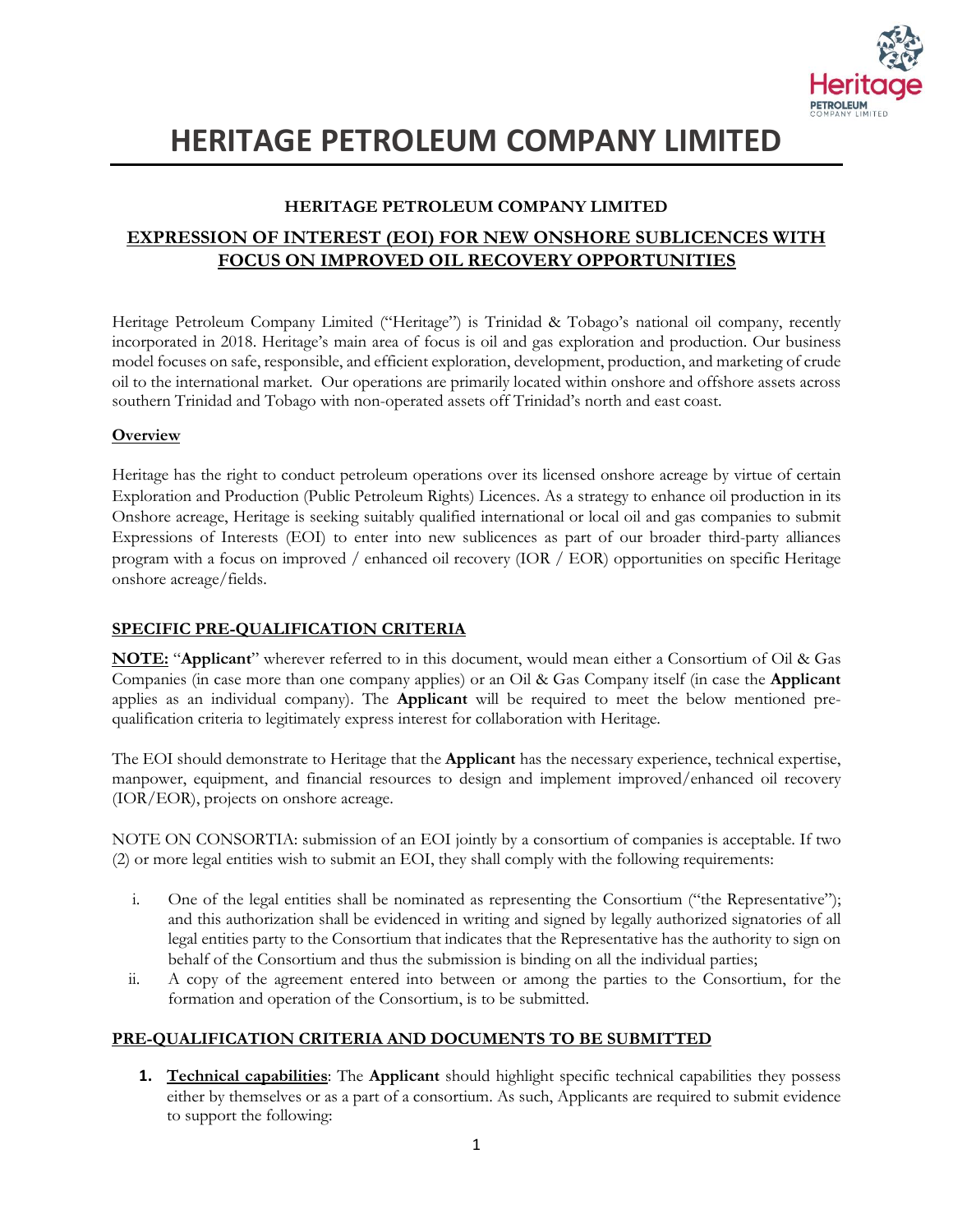# HERITAGE PETROLEUM COMPANY LIMITED

**HERITAGE PETROLEUM COMPANY LIMITED**

## EXPRESSION OF INTEREST (EOI) FOR NEW ONSHORE SUBLICENCES WITH FOCUS ON IMPROVED OIL RECOVERY OPPORTUNITIES

Heritage Petroleum Company Limited ("Heritage") is Trinidad & Tobago's national oil company, recently incorporated in 2018. Heritage's main area of focus is oil and gas exploration and production. Our business model focuses on safe, responsible, and efficient exploration, development, production, and marketing of crude oil to the international market. Our operations are primarily located within onshore and offshore assets across southern Trinidad and Tobago with non-operated assets off Trinidad's north and east coast.

### Overview

Heritage has the right to conduct petroleum operations over its licensed onshore acreage by virtue of certain Exploration and Production (Public Petroleum Rights) Licences. As a strategy to enhance oil production in its Onshore acreage, Heritage is seeking suitably qualified international or local oil and gas companies to submit Expressions of Interests (EOI) to enter into new sublicences as part of our broader third-party alliances program with a focus on improved / enhanced oil recovery (IOR / EOR) opportunities on specific Heritage onshore acreage/fields.

### SPECIFIC PRE-QUALIFICATION CRITERIA

**NOTE:** "**Applicant**" wherever referred to in this document, would mean either a Consortium of Oil & Gas Companies (in case more than one company applies) or an Oil & Gas Company itself (in case the **Applicant** applies as an individual company). The **Applicant** will be required to meet the below mentioned pre-qualification criteria to legitimately express interest for collaboration with Heritage.

The EOI should demonstrate to Heritage that the **Applicant** has the necessary experience, technical expertise, manpower, equipment, and financial resources to design and implement improved/enhanced oil recovery (IOR/EOR), projects on onshore acreage.

NOTE ON CONSORTIA: submission of an EOI jointly by a consortium of companies is acceptable. If two (2) or more legal entities wish to submit an EOI, they shall comply with the following requirements:

i. One of the legal entities shall be nominated as representing the Consortium ("the Representative"); and this authorization shall be evidenced in writing and signed by legally authorized signatories of all legal entities party to the Consortium that indicates that the Representative has the authority to sign on behalf of the Consortium and thus the submission is binding on all the individual parties;
ii. A copy of the agreement entered into between or among the parties to the Consortium, for the formation and operation of the Consortium, is to be submitted.

### PRE-QUALIFICATION CRITERIA AND DOCUMENTS TO BE SUBMITTED

1. **Technical capabilities**: The **Applicant** should highlight specific technical capabilities they possess either by themselves or as a part of a consortium. As such, Applicants are required to submit evidence to support the following: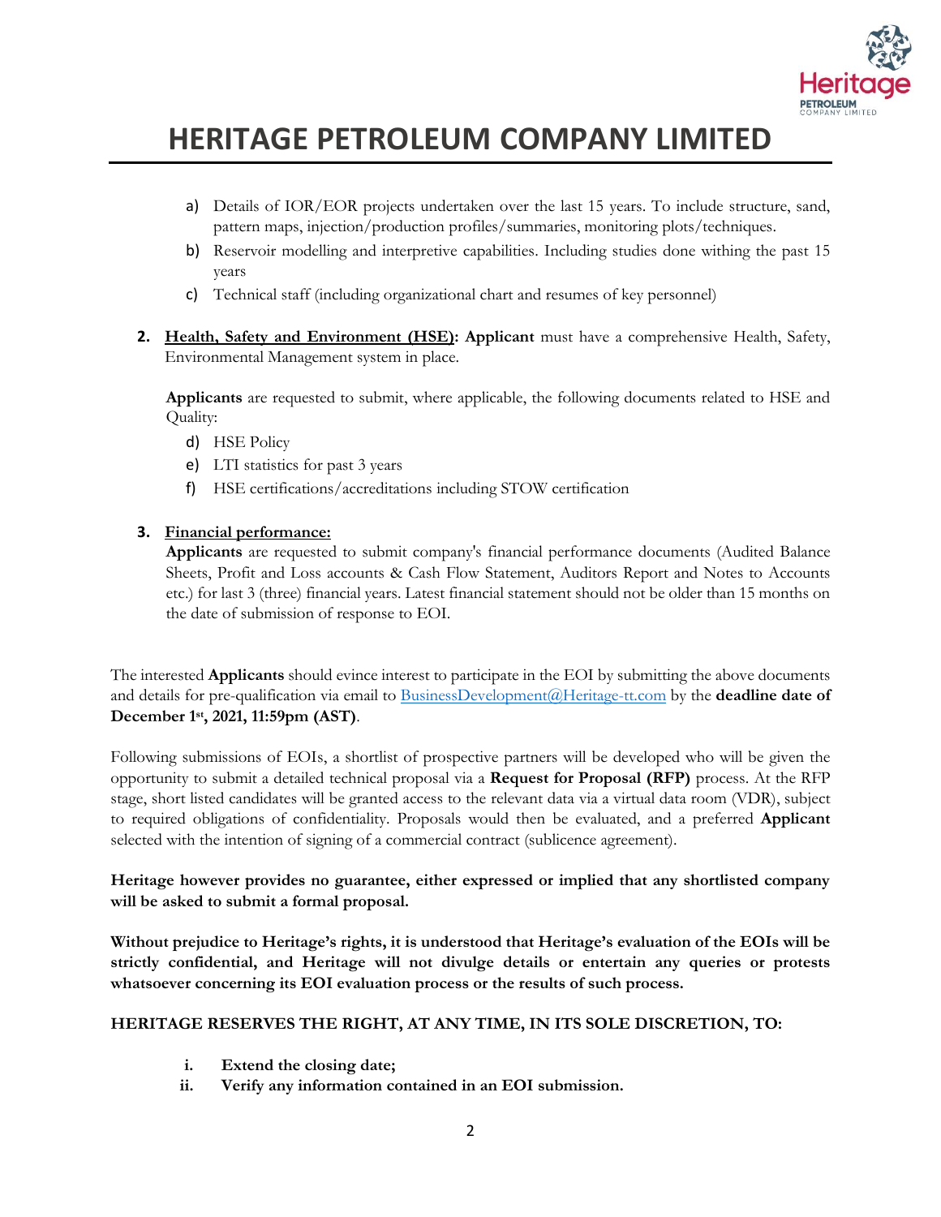a) Details of IOR/EOR projects undertaken over the last 15 years. To include structure, sand, pattern maps, injection/production profiles/summaries, monitoring plots/techniques.

b) Reservoir modelling and interpretive capabilities. Including studies done withing the past 15 years

c) Technical staff (including organizational chart and resumes of key personnel)

**2. Health, Safety and Environment (HSE): Applicant** must have a comprehensive Health, Safety, Environmental Management system in place.

**Applicants** are requested to submit, where applicable, the following documents related to HSE and Quality:

d) HSE Policy

e) LTI statistics for past 3 years

f) HSE certifications/accreditations including STOW certification

**3. Financial performance:**

**Applicants** are requested to submit company's financial performance documents (Audited Balance Sheets, Profit and Loss accounts & Cash Flow Statement, Auditors Report and Notes to Accounts etc.) for last 3 (three) financial years. Latest financial statement should not be older than 15 months on the date of submission of response to EOI.

The interested **Applicants** should evince interest to participate in the EOI by submitting the above documents and details for pre-qualification via email to BusinessDevelopment@Heritage-tt.com by the **deadline date of December 1st, 2021, 11:59pm (AST)**.

Following submissions of EOIs, a shortlist of prospective partners will be developed who will be given the opportunity to submit a detailed technical proposal via a **Request for Proposal (RFP)** process. At the RFP stage, short listed candidates will be granted access to the relevant data via a virtual data room (VDR), subject to required obligations of confidentiality. Proposals would then be evaluated, and a preferred **Applicant** selected with the intention of signing of a commercial contract (sublicence agreement).

**Heritage however provides no guarantee, either expressed or implied that any shortlisted company will be asked to submit a formal proposal.**

**Without prejudice to Heritage's rights, it is understood that Heritage's evaluation of the EOIs will be strictly confidential, and Heritage will not divulge details or entertain any queries or protests whatsoever concerning its EOI evaluation process or the results of such process.**

**HERITAGE RESERVES THE RIGHT, AT ANY TIME, IN ITS SOLE DISCRETION, TO:**

i. **Extend the closing date;**

ii. **Verify any information contained in an EOI submission.**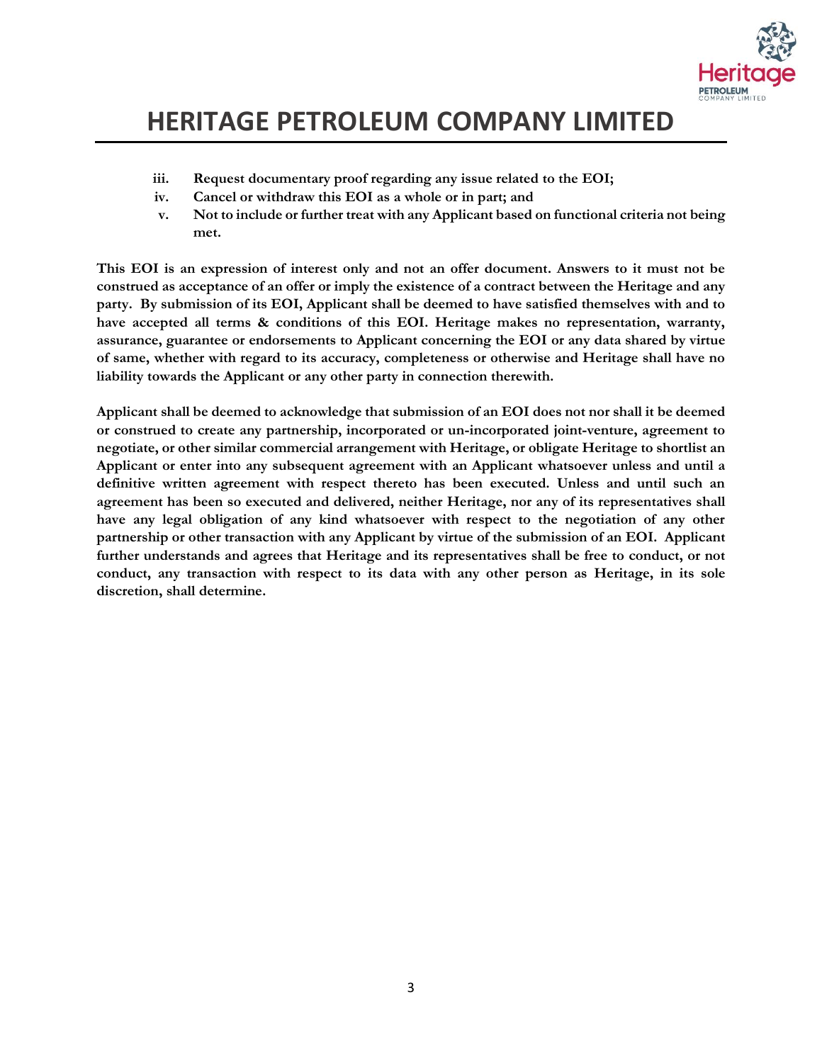iii. **Request documentary proof regarding any issue related to the EOI;**

iv. **Cancel or withdraw this EOI as a whole or in part; and**

v. **Not to include or further treat with any Applicant based on functional criteria not being met.**

**This EOI is an expression of interest only and not an offer document. Answers to it must not be construed as acceptance of an offer or imply the existence of a contract between the Heritage and any party. By submission of its EOI, Applicant shall be deemed to have satisfied themselves with and to have accepted all terms & conditions of this EOI. Heritage makes no representation, warranty, assurance, guarantee or endorsements to Applicant concerning the EOI or any data shared by virtue of same, whether with regard to its accuracy, completeness or otherwise and Heritage shall have no liability towards the Applicant or any other party in connection therewith.**

**Applicant shall be deemed to acknowledge that submission of an EOI does not nor shall it be deemed or construed to create any partnership, incorporated or un-incorporated joint-venture, agreement to negotiate, or other similar commercial arrangement with Heritage, or obligate Heritage to shortlist an Applicant or enter into any subsequent agreement with an Applicant whatsoever unless and until a definitive written agreement with respect thereto has been executed. Unless and until such an agreement has been so executed and delivered, neither Heritage, nor any of its representatives shall have any legal obligation of any kind whatsoever with respect to the negotiation of any other partnership or other transaction with any Applicant by virtue of the submission of an EOI. Applicant further understands and agrees that Heritage and its representatives shall be free to conduct, or not conduct, any transaction with respect to its data with any other person as Heritage, in its sole discretion, shall determine.**